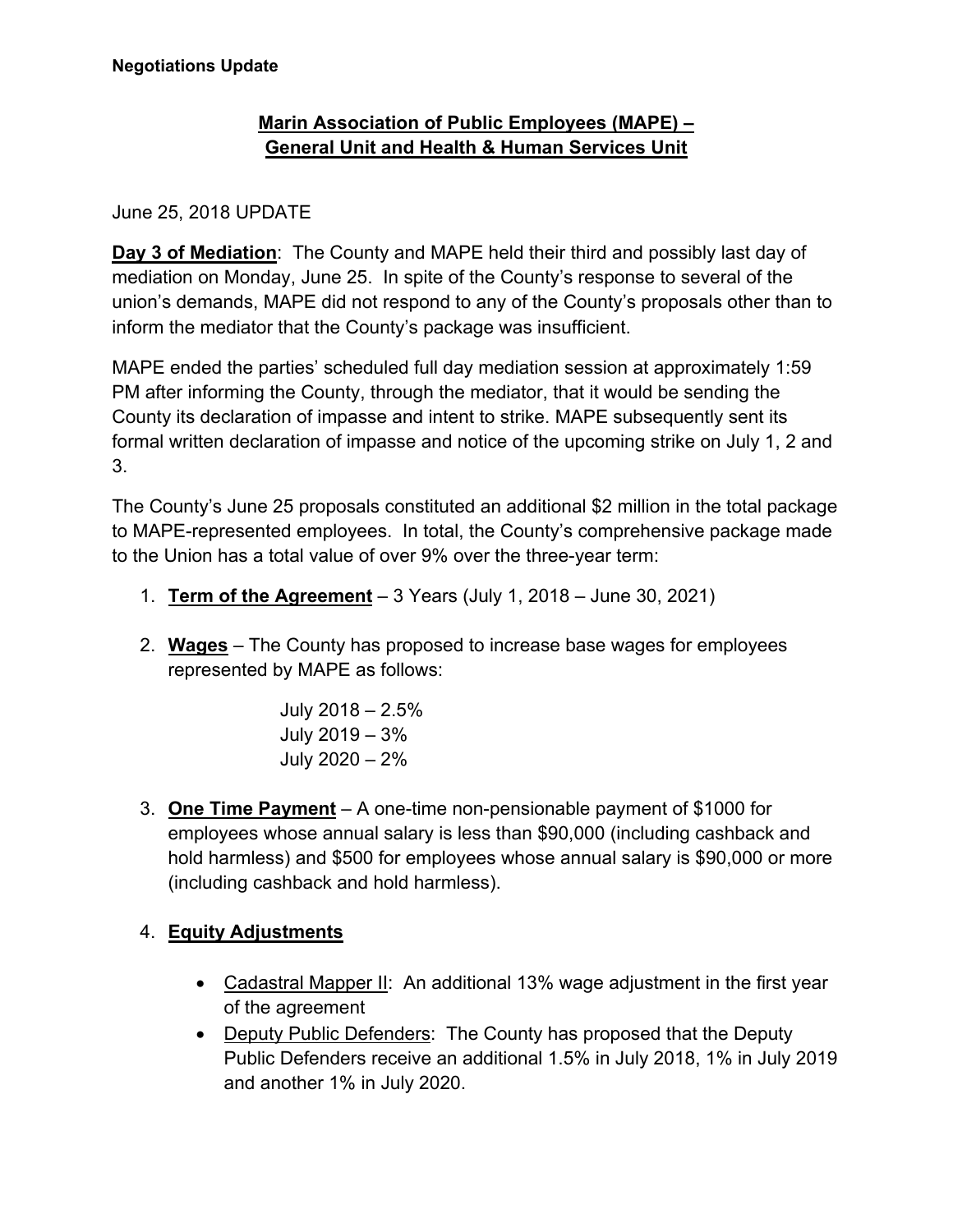**Negotiations Update**

## Marin Association of Public Employees (MAPE) – General Unit and Health & Human Services Unit

June 25, 2018 UPDATE

**Day 3 of Mediation**: The County and MAPE held their third and possibly last day of mediation on Monday, June 25. In spite of the County's response to several of the union's demands, MAPE did not respond to any of the County's proposals other than to inform the mediator that the County's package was insufficient.

MAPE ended the parties' scheduled full day mediation session at approximately 1:59 PM after informing the County, through the mediator, that it would be sending the County its declaration of impasse and intent to strike. MAPE subsequently sent its formal written declaration of impasse and notice of the upcoming strike on July 1, 2 and 3.

The County's June 25 proposals constituted an additional $2 million in the total package to MAPE-represented employees. In total, the County's comprehensive package made to the Union has a total value of over 9% over the three-year term:

1. **Term of the Agreement** – 3 Years (July 1, 2018 – June 30, 2021)

2. **Wages** – The County has proposed to increase base wages for employees represented by MAPE as follows:

   July 2018 – 2.5%
   July 2019 – 3%
   July 2020 – 2%

3. **One Time Payment** – A one-time non-pensionable payment of $1000 for employees whose annual salary is less than $90,000 (including cashback and hold harmless) and $500 for employees whose annual salary is $90,000 or more (including cashback and hold harmless).

4. **Equity Adjustments**

   - Cadastral Mapper II: An additional 13% wage adjustment in the first year of the agreement
   - Deputy Public Defenders: The County has proposed that the Deputy Public Defenders receive an additional 1.5% in July 2018, 1% in July 2019 and another 1% in July 2020.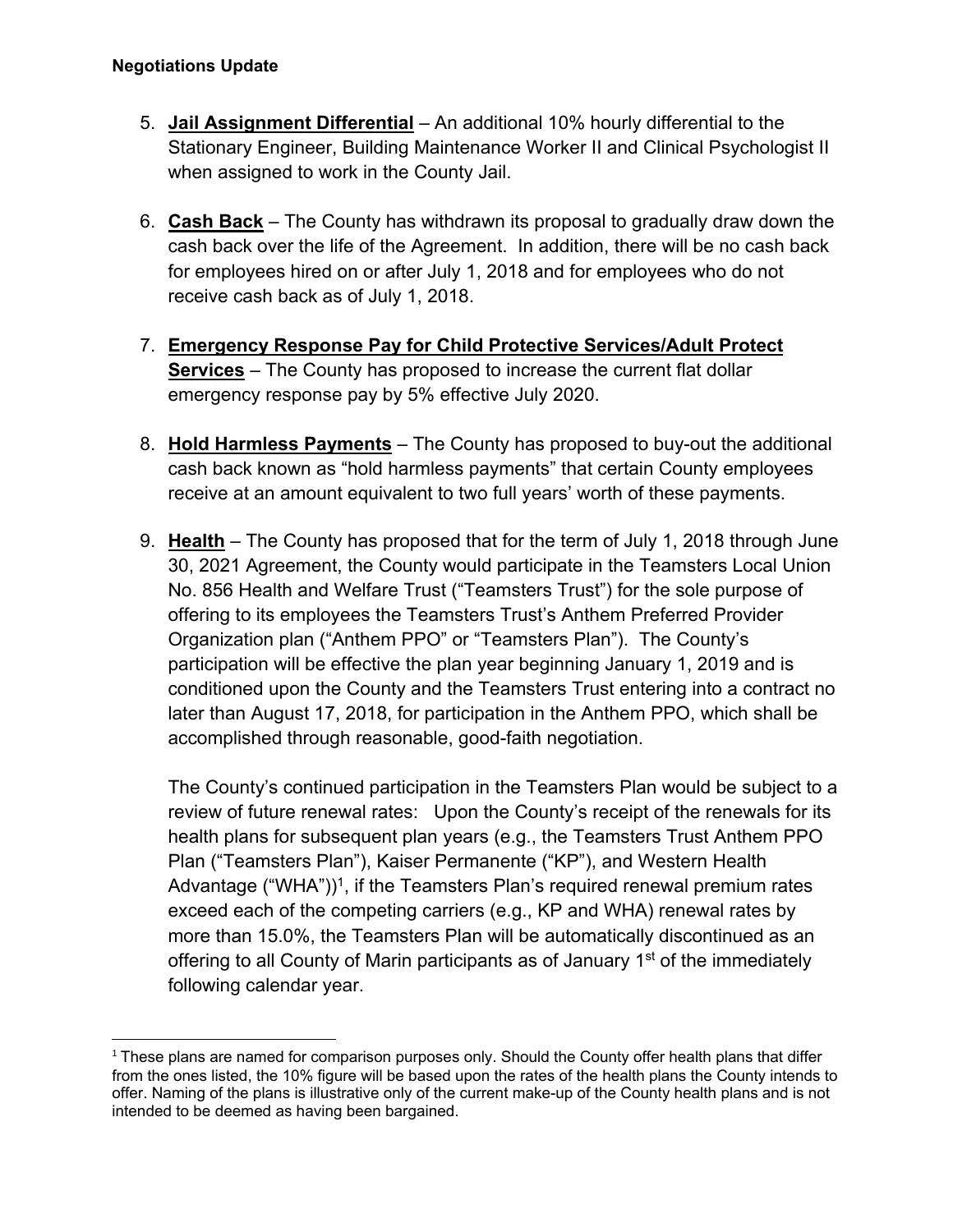**Negotiations Update**

5. **<u>Jail Assignment Differential</u>** – An additional 10% hourly differential to the Stationary Engineer, Building Maintenance Worker II and Clinical Psychologist II when assigned to work in the County Jail.

6. **<u>Cash Back</u>** – The County has withdrawn its proposal to gradually draw down the cash back over the life of the Agreement. In addition, there will be no cash back for employees hired on or after July 1, 2018 and for employees who do not receive cash back as of July 1, 2018.

7. **<u>Emergency Response Pay for Child Protective Services/Adult Protect Services</u>** – The County has proposed to increase the current flat dollar emergency response pay by 5% effective July 2020.

8. **<u>Hold Harmless Payments</u>** – The County has proposed to buy-out the additional cash back known as "hold harmless payments" that certain County employees receive at an amount equivalent to two full years' worth of these payments.

9. **<u>Health</u>** – The County has proposed that for the term of July 1, 2018 through June 30, 2021 Agreement, the County would participate in the Teamsters Local Union No. 856 Health and Welfare Trust ("Teamsters Trust") for the sole purpose of offering to its employees the Teamsters Trust's Anthem Preferred Provider Organization plan ("Anthem PPO" or "Teamsters Plan"). The County's participation will be effective the plan year beginning January 1, 2019 and is conditioned upon the County and the Teamsters Trust entering into a contract no later than August 17, 2018, for participation in the Anthem PPO, which shall be accomplished through reasonable, good-faith negotiation.

   The County's continued participation in the Teamsters Plan would be subject to a review of future renewal rates: Upon the County's receipt of the renewals for its health plans for subsequent plan years (e.g., the Teamsters Trust Anthem PPO Plan ("Teamsters Plan"), Kaiser Permanente ("KP"), and Western Health Advantage ("WHA"))[1], if the Teamsters Plan's required renewal premium rates exceed each of the competing carriers (e.g., KP and WHA) renewal rates by more than 15.0%, the Teamsters Plan will be automatically discontinued as an offering to all County of Marin participants as of January 1st of the immediately following calendar year.

---

[1] These plans are named for comparison purposes only. Should the County offer health plans that differ from the ones listed, the 10% figure will be based upon the rates of the health plans the County intends to offer. Naming of the plans is illustrative only of the current make-up of the County health plans and is not intended to be deemed as having been bargained.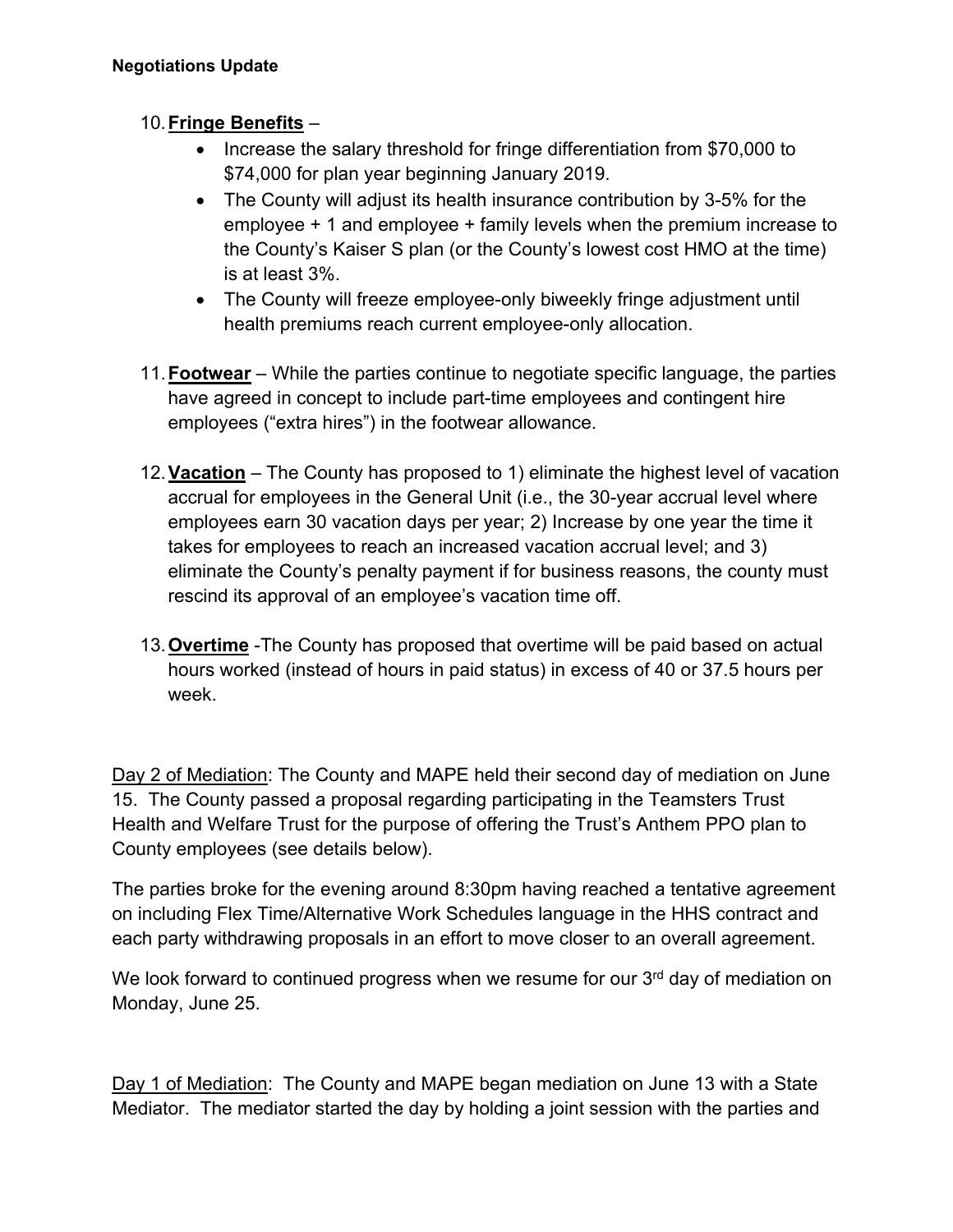10. **Fringe Benefits** –
    - Increase the salary threshold for fringe differentiation from $70,000 to $74,000 for plan year beginning January 2019.
    - The County will adjust its health insurance contribution by 3-5% for the employee + 1 and employee + family levels when the premium increase to the County's Kaiser S plan (or the County's lowest cost HMO at the time) is at least 3%.
    - The County will freeze employee-only biweekly fringe adjustment until health premiums reach current employee-only allocation.

11. **Footwear** – While the parties continue to negotiate specific language, the parties have agreed in concept to include part-time employees and contingent hire employees ("extra hires") in the footwear allowance.

12. **Vacation** – The County has proposed to 1) eliminate the highest level of vacation accrual for employees in the General Unit (i.e., the 30-year accrual level where employees earn 30 vacation days per year; 2) Increase by one year the time it takes for employees to reach an increased vacation accrual level; and 3) eliminate the County's penalty payment if for business reasons, the county must rescind its approval of an employee's vacation time off.

13. **Overtime** -The County has proposed that overtime will be paid based on actual hours worked (instead of hours in paid status) in excess of 40 or 37.5 hours per week.

Day 2 of Mediation: The County and MAPE held their second day of mediation on June 15. The County passed a proposal regarding participating in the Teamsters Trust Health and Welfare Trust for the purpose of offering the Trust's Anthem PPO plan to County employees (see details below).

The parties broke for the evening around 8:30pm having reached a tentative agreement on including Flex Time/Alternative Work Schedules language in the HHS contract and each party withdrawing proposals in an effort to move closer to an overall agreement.

We look forward to continued progress when we resume for our 3rd day of mediation on Monday, June 25.

Day 1 of Mediation: The County and MAPE began mediation on June 13 with a State Mediator. The mediator started the day by holding a joint session with the parties and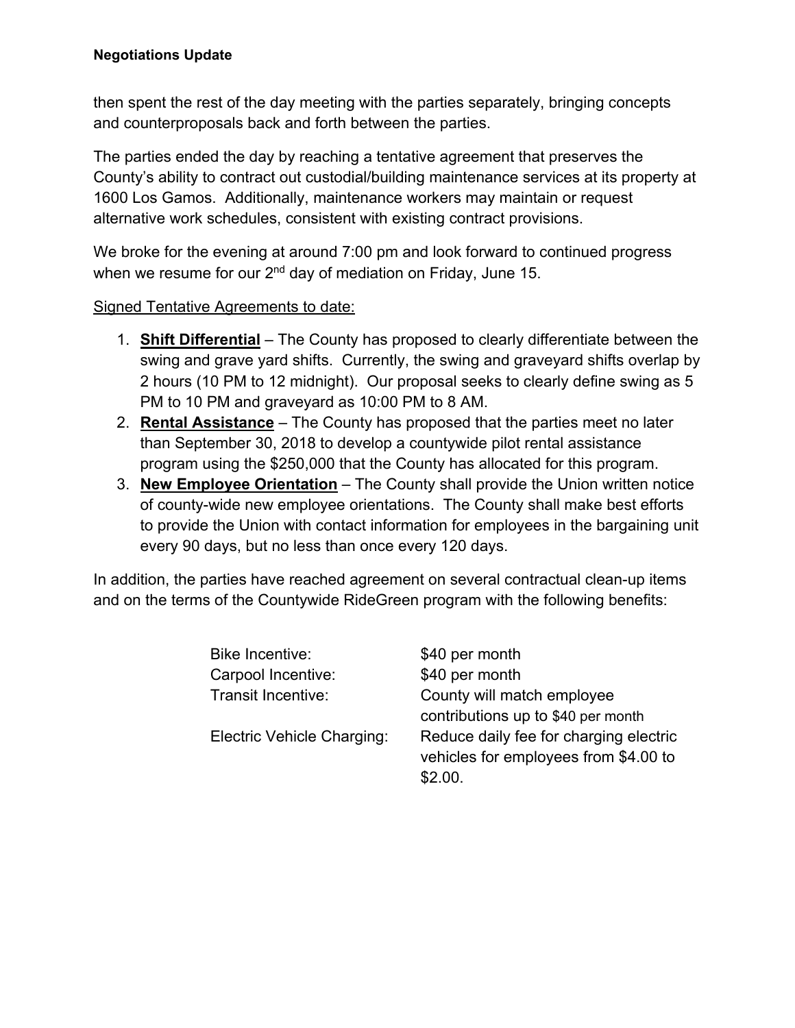then spent the rest of the day meeting with the parties separately, bringing concepts and counterproposals back and forth between the parties.

The parties ended the day by reaching a tentative agreement that preserves the County's ability to contract out custodial/building maintenance services at its property at 1600 Los Gamos. Additionally, maintenance workers may maintain or request alternative work schedules, consistent with existing contract provisions.

We broke for the evening at around 7:00 pm and look forward to continued progress when we resume for our 2nd day of mediation on Friday, June 15.

<u>Signed Tentative Agreements to date:</u>

1. **<u>Shift Differential</u>** – The County has proposed to clearly differentiate between the swing and grave yard shifts. Currently, the swing and graveyard shifts overlap by 2 hours (10 PM to 12 midnight). Our proposal seeks to clearly define swing as 5 PM to 10 PM and graveyard as 10:00 PM to 8 AM.
2. **<u>Rental Assistance</u>** – The County has proposed that the parties meet no later than September 30, 2018 to develop a countywide pilot rental assistance program using the $250,000 that the County has allocated for this program.
3. **<u>New Employee Orientation</u>** – The County shall provide the Union written notice of county-wide new employee orientations. The County shall make best efforts to provide the Union with contact information for employees in the bargaining unit every 90 days, but no less than once every 120 days.

In addition, the parties have reached agreement on several contractual clean-up items and on the terms of the Countywide RideGreen program with the following benefits:

| | |
|---|---|
| Bike Incentive: | $40 per month |
| Carpool Incentive: | $40 per month |
| Transit Incentive: | County will match employee contributions up to $40 per month |
| Electric Vehicle Charging: | Reduce daily fee for charging electric vehicles for employees from $4.00 to $2.00. |